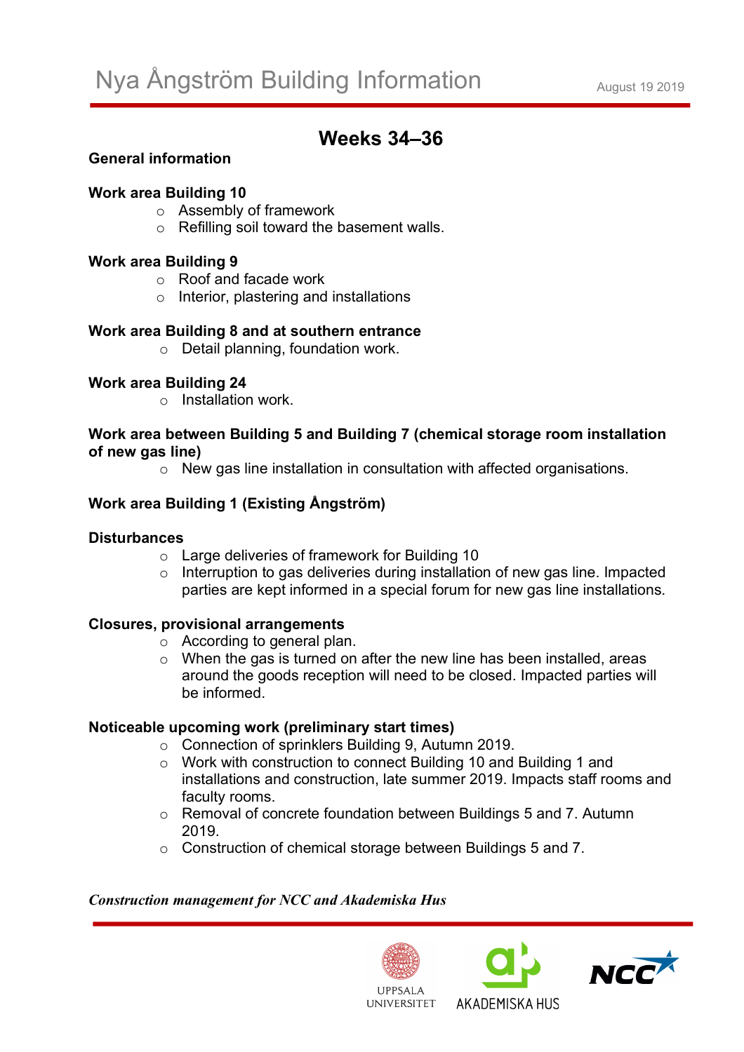# Nya Ångström Building Information

August 19 2019

## Weeks 34–36

**General information**

**Work area Building 10**

- Assembly of framework
- Refilling soil toward the basement walls.

**Work area Building 9**

- Roof and facade work
- Interior, plastering and installations

**Work area Building 8 and at southern entrance**

- Detail planning, foundation work.

**Work area Building 24**

- Installation work.

**Work area between Building 5 and Building 7 (chemical storage room installation of new gas line)**

- New gas line installation in consultation with affected organisations.

**Work area Building 1 (Existing Ångström)**

**Disturbances**

- Large deliveries of framework for Building 10
- Interruption to gas deliveries during installation of new gas line. Impacted parties are kept informed in a special forum for new gas line installations.

**Closures, provisional arrangements**

- According to general plan.
- When the gas is turned on after the new line has been installed, areas around the goods reception will need to be closed. Impacted parties will be informed.

**Noticeable upcoming work (preliminary start times)**

- Connection of sprinklers Building 9, Autumn 2019.
- Work with construction to connect Building 10 and Building 1 and installations and construction, late summer 2019. Impacts staff rooms and faculty rooms.
- Removal of concrete foundation between Buildings 5 and 7. Autumn 2019.
- Construction of chemical storage between Buildings 5 and 7.

***Construction management for NCC and Akademiska Hus***

UPPSALA UNIVERSITET AKADEMISKA HUS NCC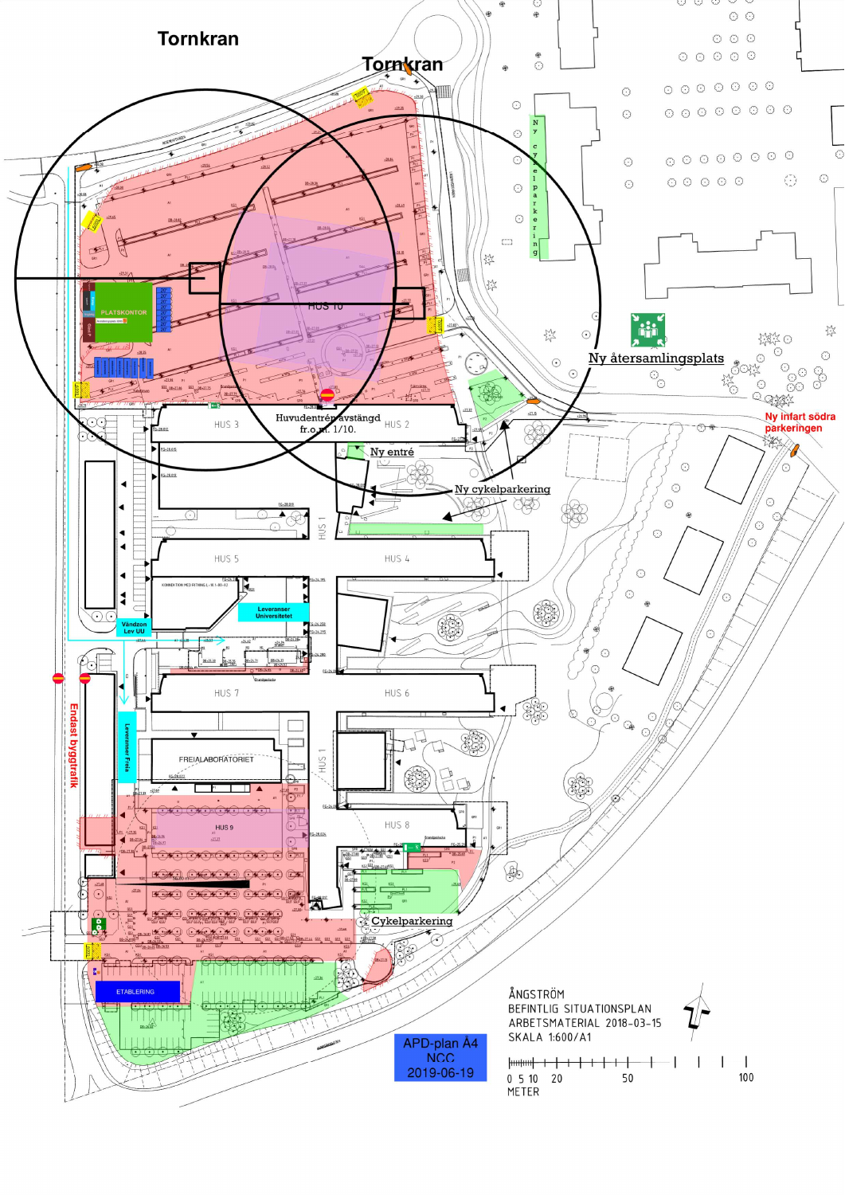Tornkran

Tornkran

Ny cykelparkering

PLATSKONTOR

HUS 10

Ny återsamlingsplats

Huvudentré avstängd fr.o.m. 1/10.

HUS 3

HUS 2

Ny infart södra parkeringen

Ny entré

Ny cykelparkering

HUS 1

HUS 5

HUS 4

Leveranser Universitetet

Vändzon Lev UU

HUS 7

HUS 6

Endast byggtrafik

Leveranser Freia

FREIALABORATORIET

HUS 1

HUS 9

HUS 8

Cykelparkering

ETABLERING

ÅNGSTRÖM
BEFINTLIG SITUATIONSPLAN
ARBETSMATERIAL 2018-03-15
SKALA 1:600/A1

0 5 10 20 50 100
METER

APD-plan A4
NCC
2019-06-19